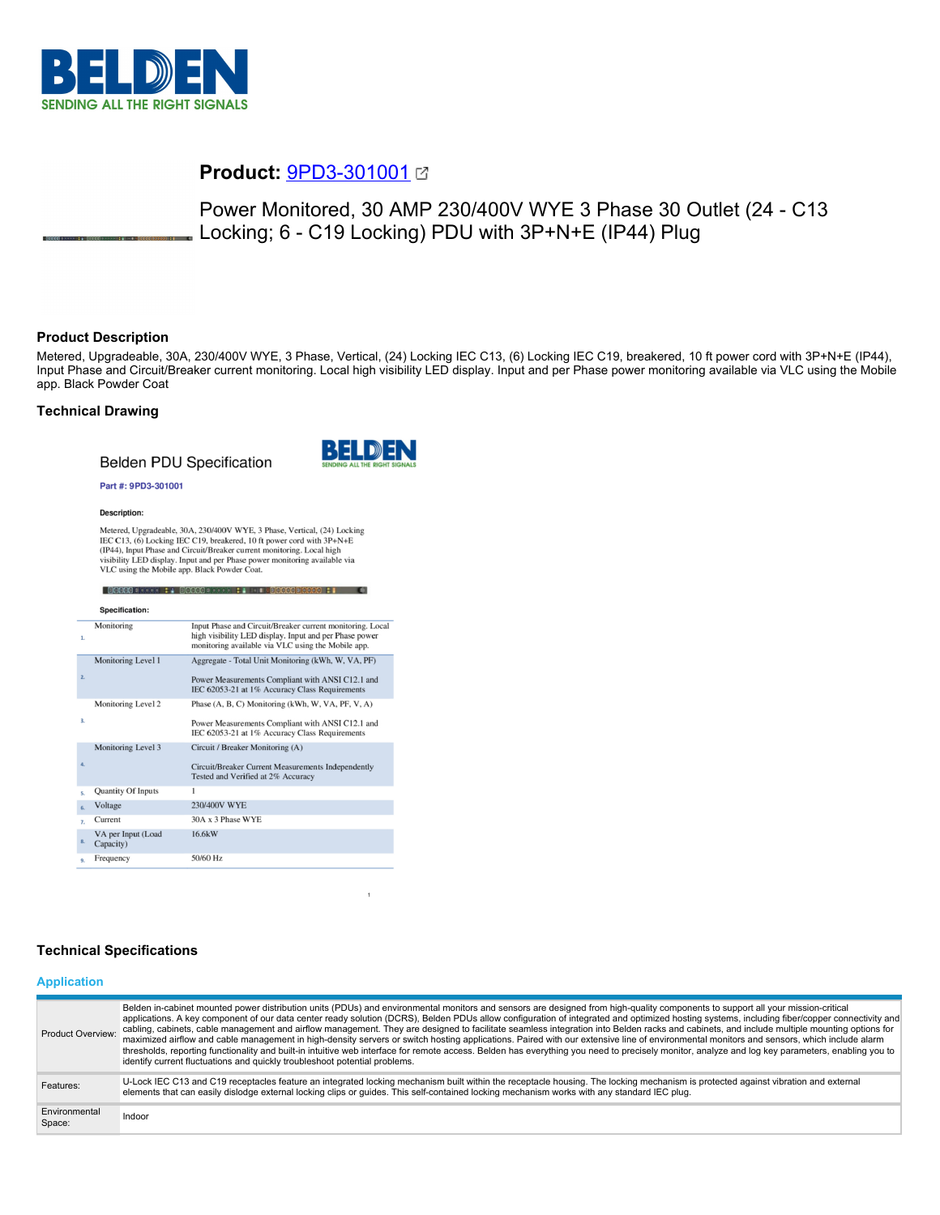# Product: 9PD3-301001

Power Monitored, 30 AMP 230/400V WYE 3 Phase 30 Outlet (24 - C13 Locking; 6 - C19 Locking) PDU with 3P+N+E (IP44) Plug

## Product Description

Metered, Upgradeable, 30A, 230/400V WYE, 3 Phase, Vertical, (24) Locking IEC C13, (6) Locking IEC C19, breakered, 10 ft power cord with 3P+N+E (IP44), Input Phase and Circuit/Breaker current monitoring. Local high visibility LED display. Input and per Phase power monitoring available via VLC using the Mobile app. Black Powder Coat

## Technical Drawing

Belden PDU Specification

**Part #: 9PD3-301001**

**Description:**

Metered, Upgradeable, 30A, 230/400V WYE, 3 Phase, Vertical, (24) Locking IEC C13, (6) Locking IEC C19, breakered, 10 ft power cord with 3P+N+E (IP44), Input Phase and Circuit/Breaker current monitoring. Local high visibility LED display. Input and per Phase power monitoring available via VLC using the Mobile app. Black Powder Coat.

**Specification:**

| | | |
|---|---|---|
| 1. | Monitoring | Input Phase and Circuit/Breaker current monitoring. Local high visibility LED display. Input and per Phase power monitoring available via VLC using the Mobile app. |
| 2. | Monitoring Level 1 | Aggregate - Total Unit Monitoring (kWh, W, VA, PF)<br><br>Power Measurements Compliant with ANSI C12.1 and IEC 62053-21 at 1% Accuracy Class Requirements |
| 3. | Monitoring Level 2 | Phase (A, B, C) Monitoring (kWh, W, VA, PF, V, A)<br><br>Power Measurements Compliant with ANSI C12.1 and IEC 62053-21 at 1% Accuracy Class Requirements |
| 4. | Monitoring Level 3 | Circuit / Breaker Monitoring (A)<br><br>Circuit/Breaker Current Measurements Independently Tested and Verified at 2% Accuracy |
| 5. | Quantity Of Inputs | 1 |
| 6. | Voltage | 230/400V WYE |
| 7. | Current | 30A x 3 Phase WYE |
| 8. | VA per Input (Load Capacity) | 16.6kW |
| 9. | Frequency | 50/60 Hz |

## Technical Specifications

### Application

| | |
|---|---|
| Product Overview: | Belden in-cabinet mounted power distribution units (PDUs) and environmental monitors and sensors are designed from high-quality components to support all your mission-critical applications. A key component of our data center ready solution (DCRS), Belden PDUs allow configuration of integrated and optimized hosting systems, including fiber/copper connectivity and cabling, cabinets, cable management and airflow management. They are designed to facilitate seamless integration into Belden racks and cabinets, and include multiple mounting options for maximized airflow and cable management in high-density servers or switch hosting applications. Paired with our extensive line of environmental monitors and sensors, which include alarm thresholds, reporting functionality and built-in intuitive web interface for remote access. Belden has everything you need to precisely monitor, analyze and log key parameters, enabling you to identify current fluctuations and quickly troubleshoot potential problems. |
| Features: | U-Lock IEC C13 and C19 receptacles feature an integrated locking mechanism built within the receptacle housing. The locking mechanism is protected against vibration and external elements that can easily dislodge external locking clips or guides. This self-contained locking mechanism works with any standard IEC plug. |
| Environmental Space: | Indoor |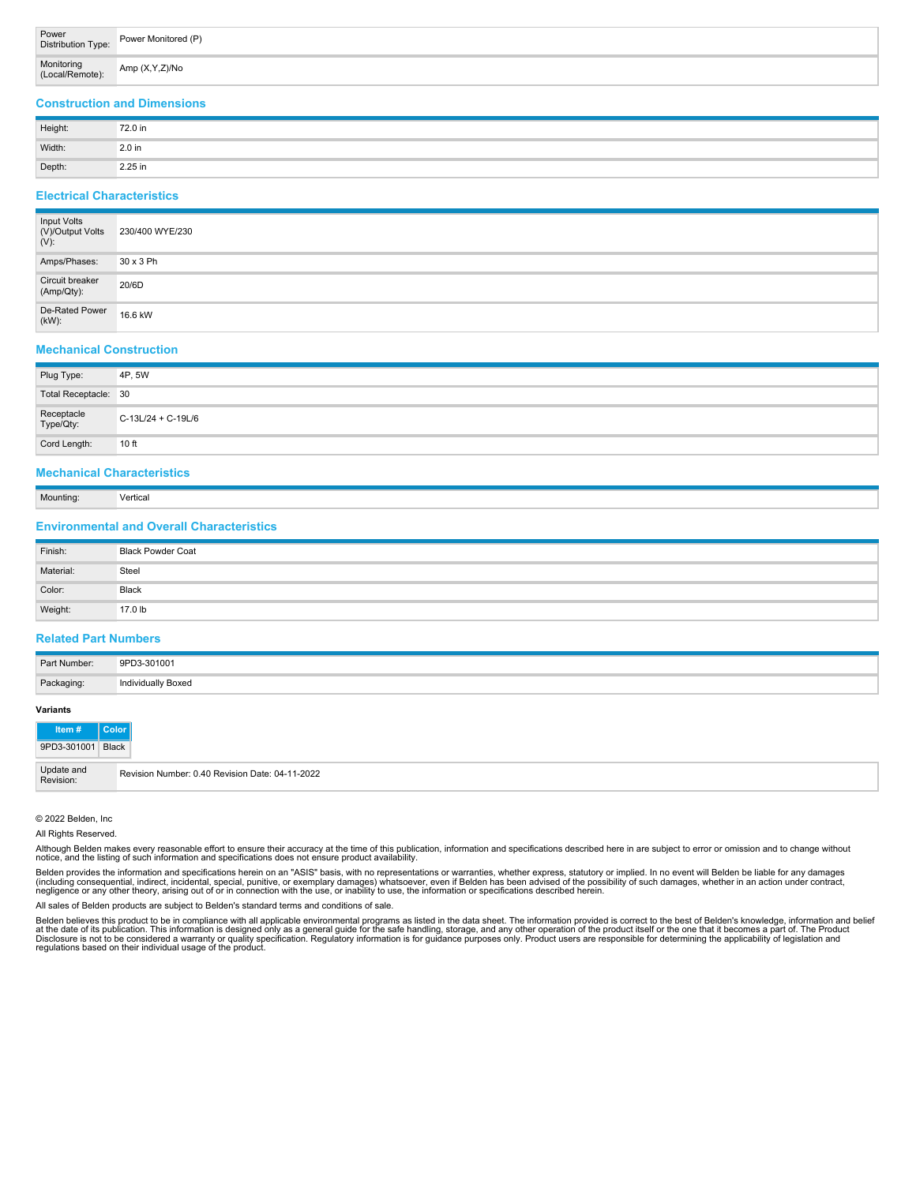| | |
|---|---|
| Power Distribution Type: | Power Monitored (P) |
| Monitoring (Local/Remote): | Amp (X,Y,Z)/No |

## Construction and Dimensions

| | |
|---|---|
| Height: | 72.0 in |
| Width: | 2.0 in |
| Depth: | 2.25 in |

## Electrical Characteristics

| | |
|---|---|
| Input Volts (V)/Output Volts (V): | 230/400 WYE/230 |
| Amps/Phases: | 30 x 3 Ph |
| Circuit breaker (Amp/Qty): | 20/6D |
| De-Rated Power (kW): | 16.6 kW |

## Mechanical Construction

| | |
|---|---|
| Plug Type: | 4P, 5W |
| Total Receptacle: | 30 |
| Receptacle Type/Qty: | C-13L/24 + C-19L/6 |
| Cord Length: | 10 ft |

## Mechanical Characteristics

| | |
|---|---|
| Mounting: | Vertical |

## Environmental and Overall Characteristics

| | |
|---|---|
| Finish: | Black Powder Coat |
| Material: | Steel |
| Color: | Black |
| Weight: | 17.0 lb |

## Related Part Numbers

| | |
|---|---|
| Part Number: | 9PD3-301001 |
| Packaging: | Individually Boxed |

**Variants**

| Item # | Color |
|---|---|
| 9PD3-301001 | Black |

| | |
|---|---|
| Update and Revision: | Revision Number: 0.40 Revision Date: 04-11-2022 |

© 2022 Belden, Inc

All Rights Reserved.

Although Belden makes every reasonable effort to ensure their accuracy at the time of this publication, information and specifications described here in are subject to error or omission and to change without notice, and the listing of such information and specifications does not ensure product availability.

Belden provides the information and specifications herein on an "ASIS" basis, with no representations or warranties, whether express, statutory or implied. In no event will Belden be liable for any damages (including consequential, indirect, incidental, special, punitive, or exemplary damages) whatsoever, even if Belden has been advised of the possibility of such damages, whether in an action under contract, negligence or any other theory, arising out of or in connection with the use, or inability to use, the information or specifications described herein.

All sales of Belden products are subject to Belden's standard terms and conditions of sale.

Belden believes this product to be in compliance with all applicable environmental programs as listed in the data sheet. The information provided is correct to the best of Belden's knowledge, information and belief at the date of its publication. This information is designed only as a general guide for the safe handling, storage, and any other operation of the product itself or the one that it becomes a part of. The Product Disclosure is not to be considered a warranty or quality specification. Regulatory information is for guidance purposes only. Product users are responsible for determining the applicability of legislation and regulations based on their individual usage of the product.